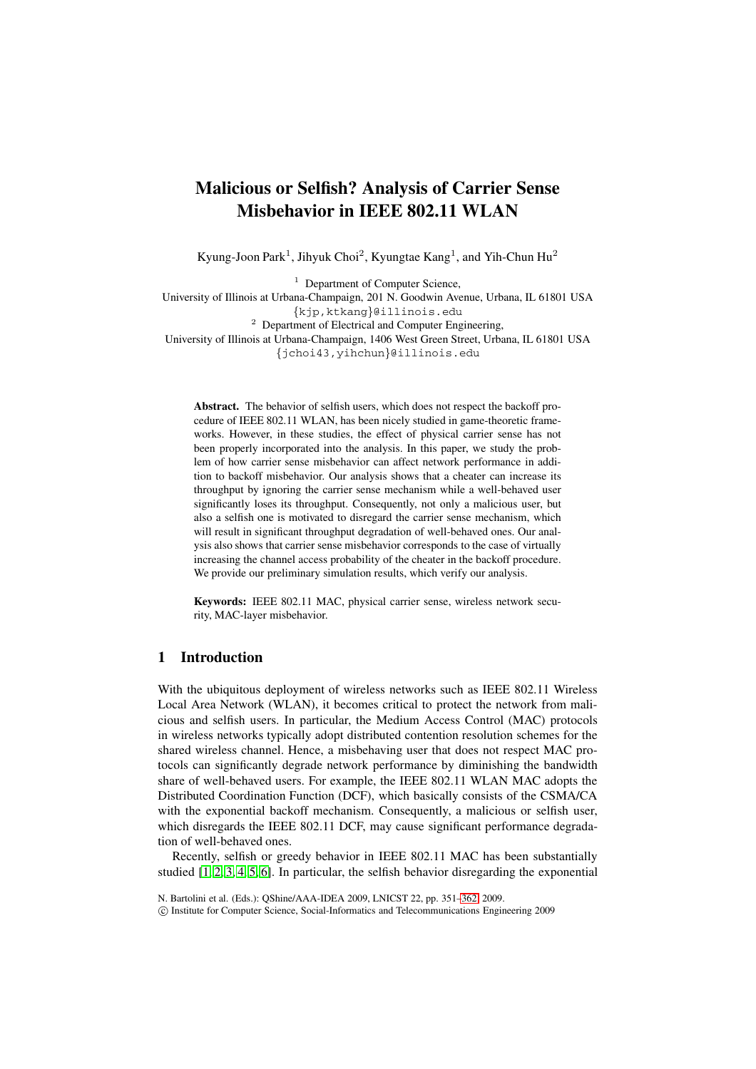# Malicious or Selfish? Analysis of Carrier Sense Misbehavior in IEEE 802.11 WLAN

Kyung-Joon Park[1], Jihyuk Choi[2], Kyungtae Kang[1], and Yih-Chun Hu[2]

[1] Department of Computer Science,
University of Illinois at Urbana-Champaign, 201 N. Goodwin Avenue, Urbana, IL 61801 USA
{kjp,ktkang}@illinois.edu

[2] Department of Electrical and Computer Engineering,
University of Illinois at Urbana-Champaign, 1406 West Green Street, Urbana, IL 61801 USA
{jchoi43,yihchun}@illinois.edu

**Abstract.** The behavior of selfish users, which does not respect the backoff procedure of IEEE 802.11 WLAN, has been nicely studied in game-theoretic frameworks. However, in these studies, the effect of physical carrier sense has not been properly incorporated into the analysis. In this paper, we study the problem of how carrier sense misbehavior can affect network performance in addition to backoff misbehavior. Our analysis shows that a cheater can increase its throughput by ignoring the carrier sense mechanism while a well-behaved user significantly loses its throughput. Consequently, not only a malicious user, but also a selfish one is motivated to disregard the carrier sense mechanism, which will result in significant throughput degradation of well-behaved ones. Our analysis also shows that carrier sense misbehavior corresponds to the case of virtually increasing the channel access probability of the cheater in the backoff procedure. We provide our preliminary simulation results, which verify our analysis.

**Keywords:** IEEE 802.11 MAC, physical carrier sense, wireless network security, MAC-layer misbehavior.

## 1 Introduction

With the ubiquitous deployment of wireless networks such as IEEE 802.11 Wireless Local Area Network (WLAN), it becomes critical to protect the network from malicious and selfish users. In particular, the Medium Access Control (MAC) protocols in wireless networks typically adopt distributed contention resolution schemes for the shared wireless channel. Hence, a misbehaving user that does not respect MAC protocols can significantly degrade network performance by diminishing the bandwidth share of well-behaved users. For example, the IEEE 802.11 WLAN MAC adopts the Distributed Coordination Function (DCF), which basically consists of the CSMA/CA with the exponential backoff mechanism. Consequently, a malicious or selfish user, which disregards the IEEE 802.11 DCF, may cause significant performance degradation of well-behaved ones.

Recently, selfish or greedy behavior in IEEE 802.11 MAC has been substantially studied [1, 2, 3, 4, 5, 6]. In particular, the selfish behavior disregarding the exponential

N. Bartolini et al. (Eds.): QShine/AAA-IDEA 2009, LNICST 22, pp. 351–362, 2009.
© Institute for Computer Science, Social-Informatics and Telecommunications Engineering 2009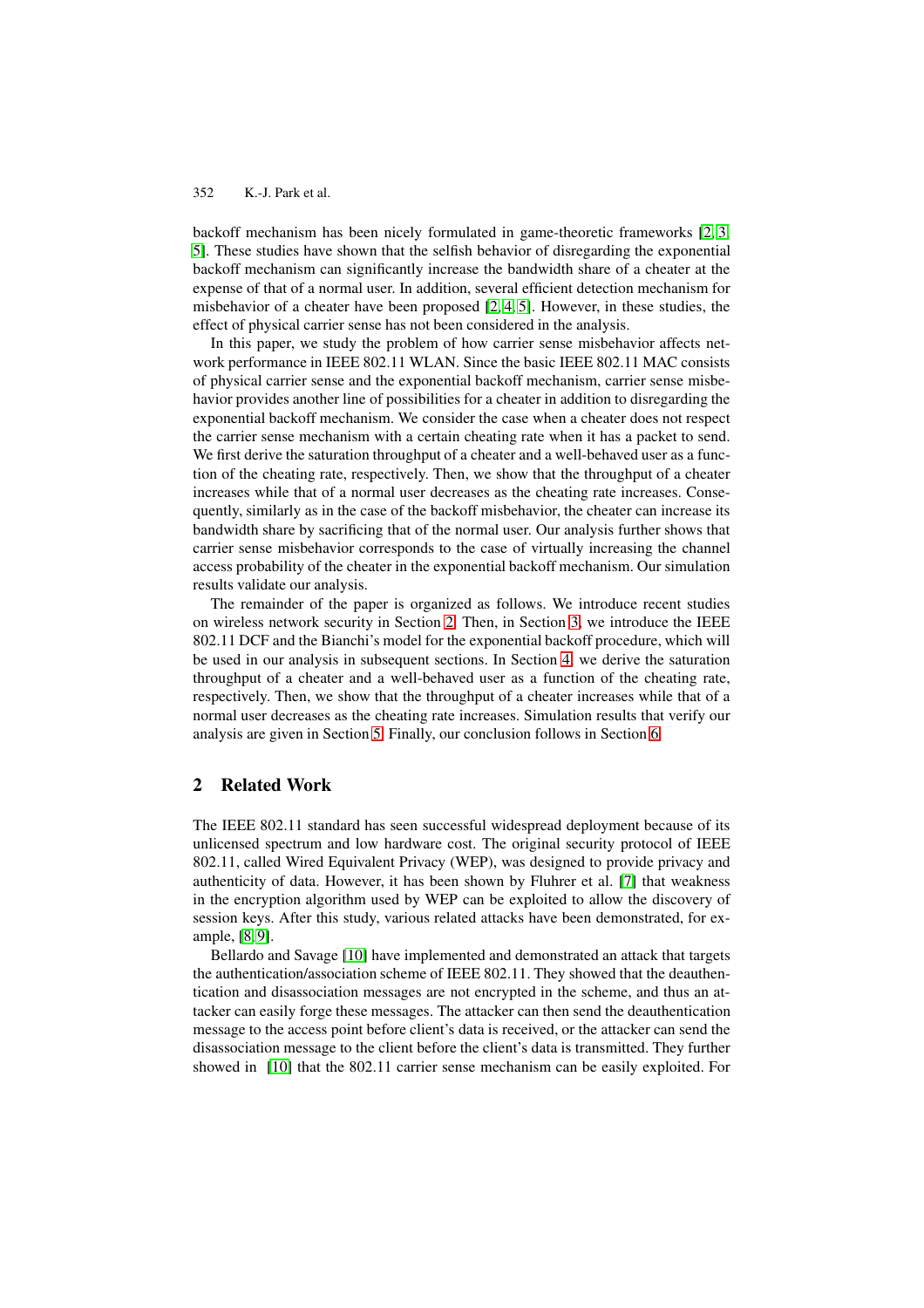backoff mechanism has been nicely formulated in game-theoretic frameworks [2, 3, 5]. These studies have shown that the selfish behavior of disregarding the exponential backoff mechanism can significantly increase the bandwidth share of a cheater at the expense of that of a normal user. In addition, several efficient detection mechanism for misbehavior of a cheater have been proposed [2, 4, 5]. However, in these studies, the effect of physical carrier sense has not been considered in the analysis.

In this paper, we study the problem of how carrier sense misbehavior affects network performance in IEEE 802.11 WLAN. Since the basic IEEE 802.11 MAC consists of physical carrier sense and the exponential backoff mechanism, carrier sense misbehavior provides another line of possibilities for a cheater in addition to disregarding the exponential backoff mechanism. We consider the case when a cheater does not respect the carrier sense mechanism with a certain cheating rate when it has a packet to send. We first derive the saturation throughput of a cheater and a well-behaved user as a function of the cheating rate, respectively. Then, we show that the throughput of a cheater increases while that of a normal user decreases as the cheating rate increases. Consequently, similarly as in the case of the backoff misbehavior, the cheater can increase its bandwidth share by sacrificing that of the normal user. Our analysis further shows that carrier sense misbehavior corresponds to the case of virtually increasing the channel access probability of the cheater in the exponential backoff mechanism. Our simulation results validate our analysis.

The remainder of the paper is organized as follows. We introduce recent studies on wireless network security in Section 2. Then, in Section 3, we introduce the IEEE 802.11 DCF and the Bianchi's model for the exponential backoff procedure, which will be used in our analysis in subsequent sections. In Section 4, we derive the saturation throughput of a cheater and a well-behaved user as a function of the cheating rate, respectively. Then, we show that the throughput of a cheater increases while that of a normal user decreases as the cheating rate increases. Simulation results that verify our analysis are given in Section 5. Finally, our conclusion follows in Section 6.

## 2 Related Work

The IEEE 802.11 standard has seen successful widespread deployment because of its unlicensed spectrum and low hardware cost. The original security protocol of IEEE 802.11, called Wired Equivalent Privacy (WEP), was designed to provide privacy and authenticity of data. However, it has been shown by Fluhrer et al. [7] that weakness in the encryption algorithm used by WEP can be exploited to allow the discovery of session keys. After this study, various related attacks have been demonstrated, for example, [8, 9].

Bellardo and Savage [10] have implemented and demonstrated an attack that targets the authentication/association scheme of IEEE 802.11. They showed that the deauthentication and disassociation messages are not encrypted in the scheme, and thus an attacker can easily forge these messages. The attacker can then send the deauthentication message to the access point before client's data is received, or the attacker can send the disassociation message to the client before the client's data is transmitted. They further showed in [10] that the 802.11 carrier sense mechanism can be easily exploited. For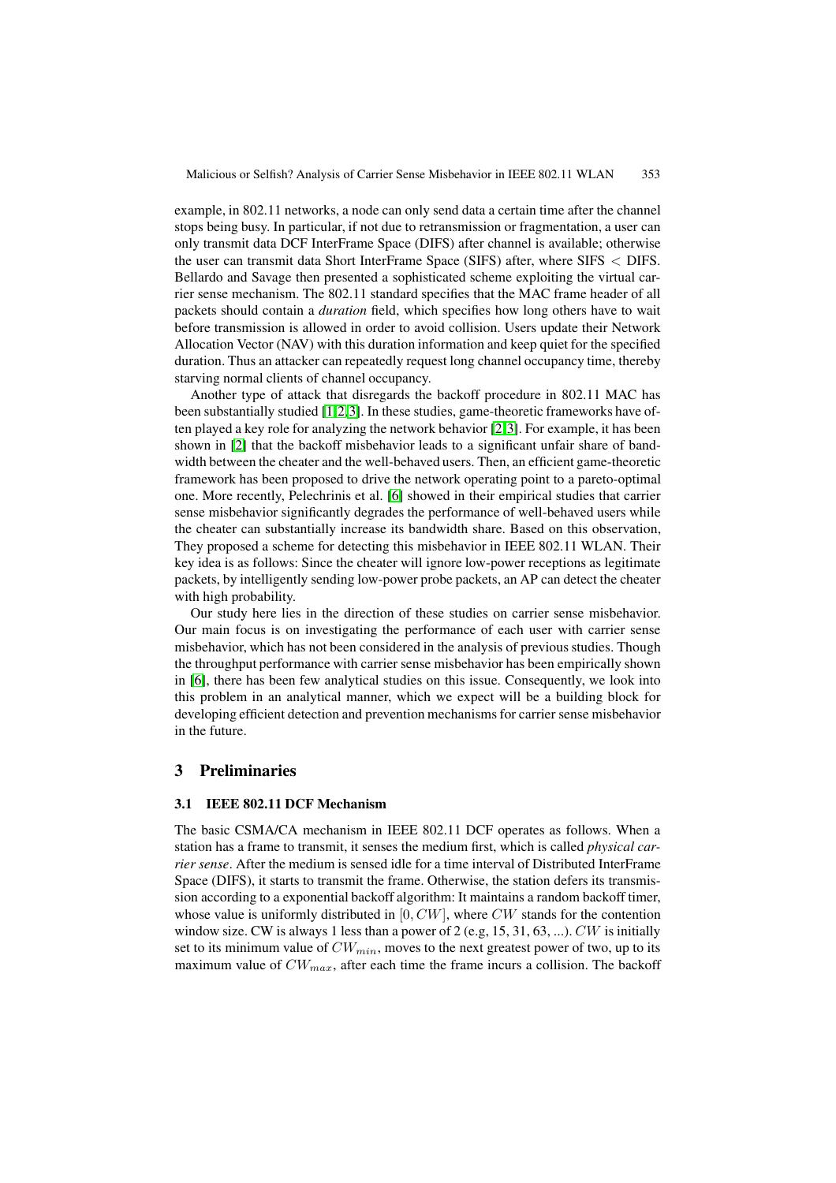example, in 802.11 networks, a node can only send data a certain time after the channel stops being busy. In particular, if not due to retransmission or fragmentation, a user can only transmit data DCF InterFrame Space (DIFS) after channel is available; otherwise the user can transmit data Short InterFrame Space (SIFS) after, where SIFS $<$ DIFS. Bellardo and Savage then presented a sophisticated scheme exploiting the virtual carrier sense mechanism. The 802.11 standard specifies that the MAC frame header of all packets should contain a *duration* field, which specifies how long others have to wait before transmission is allowed in order to avoid collision. Users update their Network Allocation Vector (NAV) with this duration information and keep quiet for the specified duration. Thus an attacker can repeatedly request long channel occupancy time, thereby starving normal clients of channel occupancy.

Another type of attack that disregards the backoff procedure in 802.11 MAC has been substantially studied [1,2,3]. In these studies, game-theoretic frameworks have often played a key role for analyzing the network behavior [2,3]. For example, it has been shown in [2] that the backoff misbehavior leads to a significant unfair share of bandwidth between the cheater and the well-behaved users. Then, an efficient game-theoretic framework has been proposed to drive the network operating point to a pareto-optimal one. More recently, Pelechrinis et al. [6] showed in their empirical studies that carrier sense misbehavior significantly degrades the performance of well-behaved users while the cheater can substantially increase its bandwidth share. Based on this observation, They proposed a scheme for detecting this misbehavior in IEEE 802.11 WLAN. Their key idea is as follows: Since the cheater will ignore low-power receptions as legitimate packets, by intelligently sending low-power probe packets, an AP can detect the cheater with high probability.

Our study here lies in the direction of these studies on carrier sense misbehavior. Our main focus is on investigating the performance of each user with carrier sense misbehavior, which has not been considered in the analysis of previous studies. Though the throughput performance with carrier sense misbehavior has been empirically shown in [6], there has been few analytical studies on this issue. Consequently, we look into this problem in an analytical manner, which we expect will be a building block for developing efficient detection and prevention mechanisms for carrier sense misbehavior in the future.

## 3 Preliminaries

### 3.1 IEEE 802.11 DCF Mechanism

The basic CSMA/CA mechanism in IEEE 802.11 DCF operates as follows. When a station has a frame to transmit, it senses the medium first, which is called *physical carrier sense*. After the medium is sensed idle for a time interval of Distributed InterFrame Space (DIFS), it starts to transmit the frame. Otherwise, the station defers its transmission according to a exponential backoff algorithm: It maintains a random backoff timer, whose value is uniformly distributed in $[0, CW]$, where $CW$ stands for the contention window size. CW is always 1 less than a power of 2 (e.g, 15, 31, 63, ...). $CW$ is initially set to its minimum value of $CW_{min}$, moves to the next greatest power of two, up to its maximum value of $CW_{max}$, after each time the frame incurs a collision. The backoff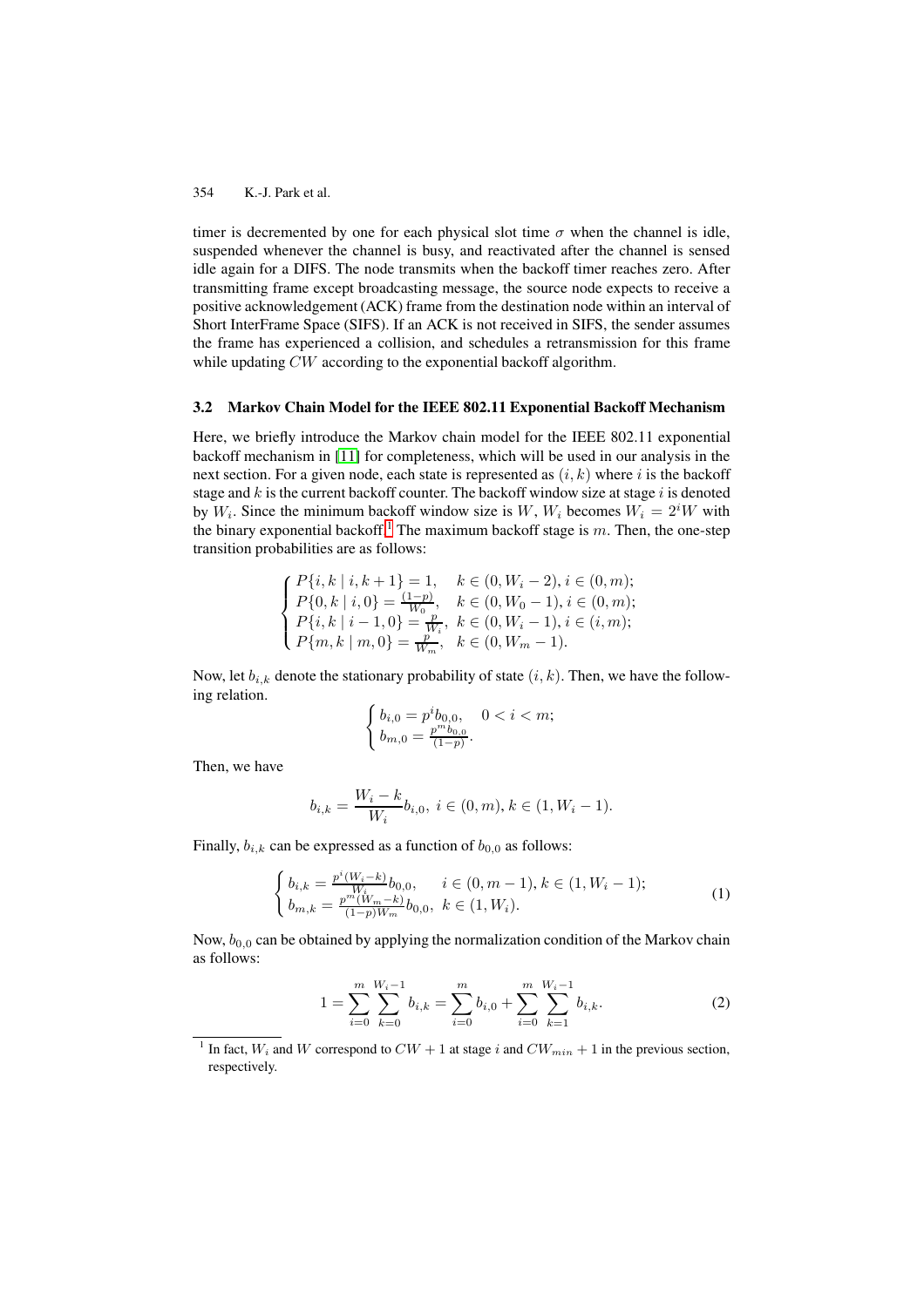timer is decremented by one for each physical slot time $\sigma$ when the channel is idle, suspended whenever the channel is busy, and reactivated after the channel is sensed idle again for a DIFS. The node transmits when the backoff timer reaches zero. After transmitting frame except broadcasting message, the source node expects to receive a positive acknowledgement (ACK) frame from the destination node within an interval of Short InterFrame Space (SIFS). If an ACK is not received in SIFS, the sender assumes the frame has experienced a collision, and schedules a retransmission for this frame while updating $CW$ according to the exponential backoff algorithm.

### 3.2 Markov Chain Model for the IEEE 802.11 Exponential Backoff Mechanism

Here, we briefly introduce the Markov chain model for the IEEE 802.11 exponential backoff mechanism in [11] for completeness, which will be used in our analysis in the next section. For a given node, each state is represented as $(i, k)$ where $i$ is the backoff stage and $k$ is the current backoff counter. The backoff window size at stage $i$ is denoted by $W_i$. Since the minimum backoff window size is $W$, $W_i$ becomes $W_i = 2^i W$ with the binary exponential backoff.[1] The maximum backoff stage is $m$. Then, the one-step transition probabilities are as follows:

$$
\begin{cases}
P\{i,k \mid i,k+1\} = 1, & k \in (0, W_i - 2), i \in (0, m); \\
P\{0,k \mid i,0\} = \frac{(1-p)}{W_0}, & k \in (0, W_0 - 1), i \in (0, m); \\
P\{i,k \mid i-1,0\} = \frac{p}{W_i}, & k \in (0, W_i - 1), i \in (i, m); \\
P\{m,k \mid m,0\} = \frac{p}{W_m}, & k \in (0, W_m - 1).
\end{cases}
$$

Now, let $b_{i,k}$ denote the stationary probability of state $(i, k)$. Then, we have the following relation.

$$
\begin{cases}
b_{i,0} = p^i b_{0,0}, & 0 < i < m; \\
b_{m,0} = \frac{p^m b_{0,0}}{(1-p)}.
\end{cases}
$$

Then, we have

$$
b_{i,k} = \frac{W_i - k}{W_i} b_{i,0}, \; i \in (0, m), k \in (1, W_i - 1).
$$

Finally, $b_{i,k}$ can be expressed as a function of $b_{0,0}$ as follows:

$$
\begin{cases}
b_{i,k} = \frac{p^i (W_i - k)}{W_i} b_{0,0}, & i \in (0, m-1), k \in (1, W_i - 1); \\
b_{m,k} = \frac{p^m (W_m - k)}{(1-p) W_m} b_{0,0}, & k \in (1, W_i).
\end{cases}
\tag{1}
$$

Now, $b_{0,0}$ can be obtained by applying the normalization condition of the Markov chain as follows:

$$
1 = \sum_{i=0}^{m} \sum_{k=0}^{W_i - 1} b_{i,k} = \sum_{i=0}^{m} b_{i,0} + \sum_{i=0}^{m} \sum_{k=1}^{W_i - 1} b_{i,k}. \tag{2}
$$

[1] In fact, $W_i$ and $W$ correspond to $CW + 1$ at stage $i$ and $CW_{min} + 1$ in the previous section, respectively.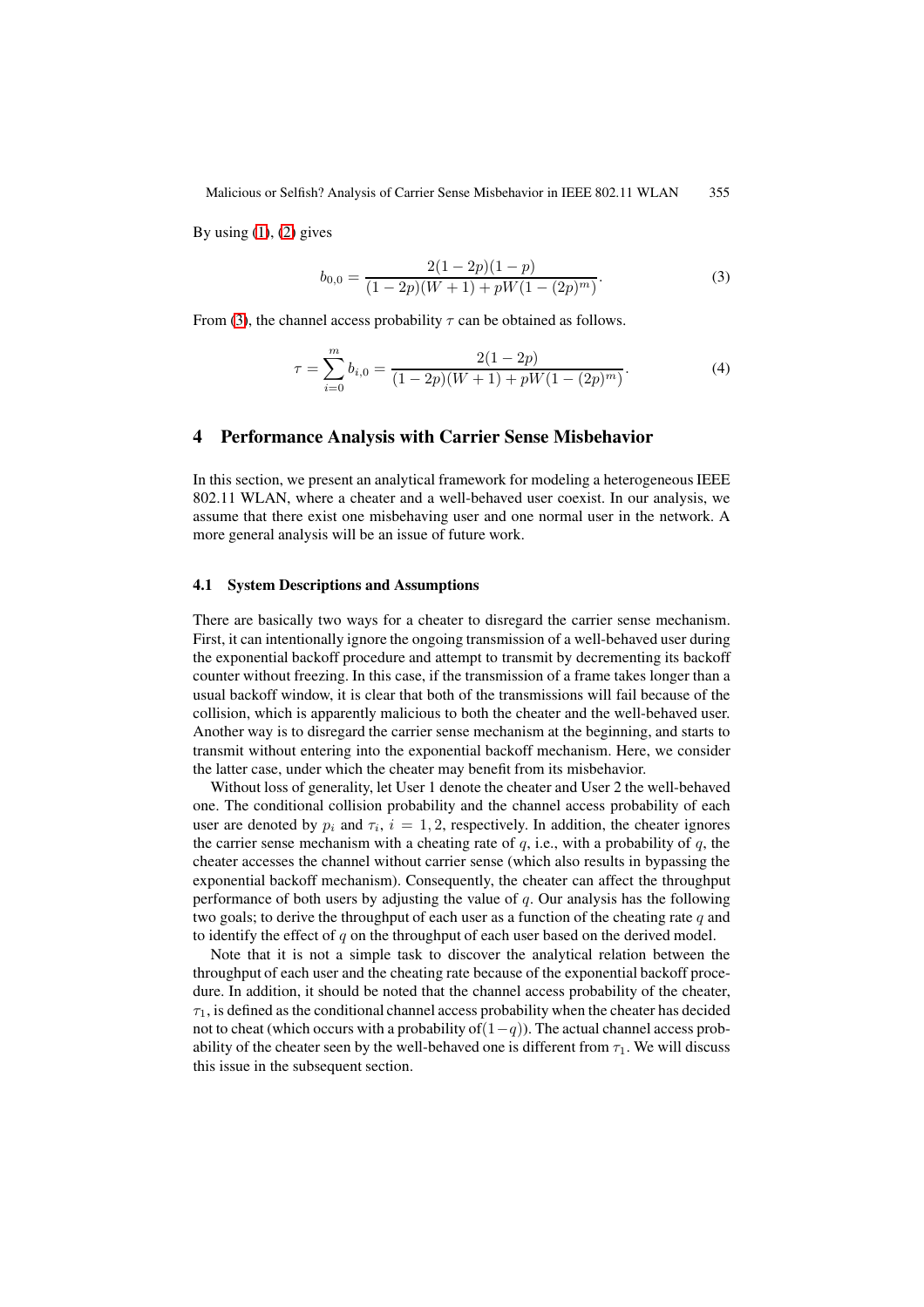By using (1), (2) gives

$$b_{0,0} = \frac{2(1-2p)(1-p)}{(1-2p)(W+1) + pW(1-(2p)^m)}. \tag{3}$$

From (3), the channel access probability $\tau$ can be obtained as follows.

$$\tau = \sum_{i=0}^{m} b_{i,0} = \frac{2(1-2p)}{(1-2p)(W+1) + pW(1-(2p)^m)}. \tag{4}$$

# 4 Performance Analysis with Carrier Sense Misbehavior

In this section, we present an analytical framework for modeling a heterogeneous IEEE 802.11 WLAN, where a cheater and a well-behaved user coexist. In our analysis, we assume that there exist one misbehaving user and one normal user in the network. A more general analysis will be an issue of future work.

## 4.1 System Descriptions and Assumptions

There are basically two ways for a cheater to disregard the carrier sense mechanism. First, it can intentionally ignore the ongoing transmission of a well-behaved user during the exponential backoff procedure and attempt to transmit by decrementing its backoff counter without freezing. In this case, if the transmission of a frame takes longer than a usual backoff window, it is clear that both of the transmissions will fail because of the collision, which is apparently malicious to both the cheater and the well-behaved user. Another way is to disregard the carrier sense mechanism at the beginning, and starts to transmit without entering into the exponential backoff mechanism. Here, we consider the latter case, under which the cheater may benefit from its misbehavior.

Without loss of generality, let User 1 denote the cheater and User 2 the well-behaved one. The conditional collision probability and the channel access probability of each user are denoted by $p_i$ and $\tau_i$, $i = 1, 2$, respectively. In addition, the cheater ignores the carrier sense mechanism with a cheating rate of $q$, i.e., with a probability of $q$, the cheater accesses the channel without carrier sense (which also results in bypassing the exponential backoff mechanism). Consequently, the cheater can affect the throughput performance of both users by adjusting the value of $q$. Our analysis has the following two goals; to derive the throughput of each user as a function of the cheating rate $q$ and to identify the effect of $q$ on the throughput of each user based on the derived model.

Note that it is not a simple task to discover the analytical relation between the throughput of each user and the cheating rate because of the exponential backoff procedure. In addition, it should be noted that the channel access probability of the cheater, $\tau_1$, is defined as the conditional channel access probability when the cheater has decided not to cheat (which occurs with a probability of $(1-q)$). The actual channel access probability of the cheater seen by the well-behaved one is different from $\tau_1$. We will discuss this issue in the subsequent section.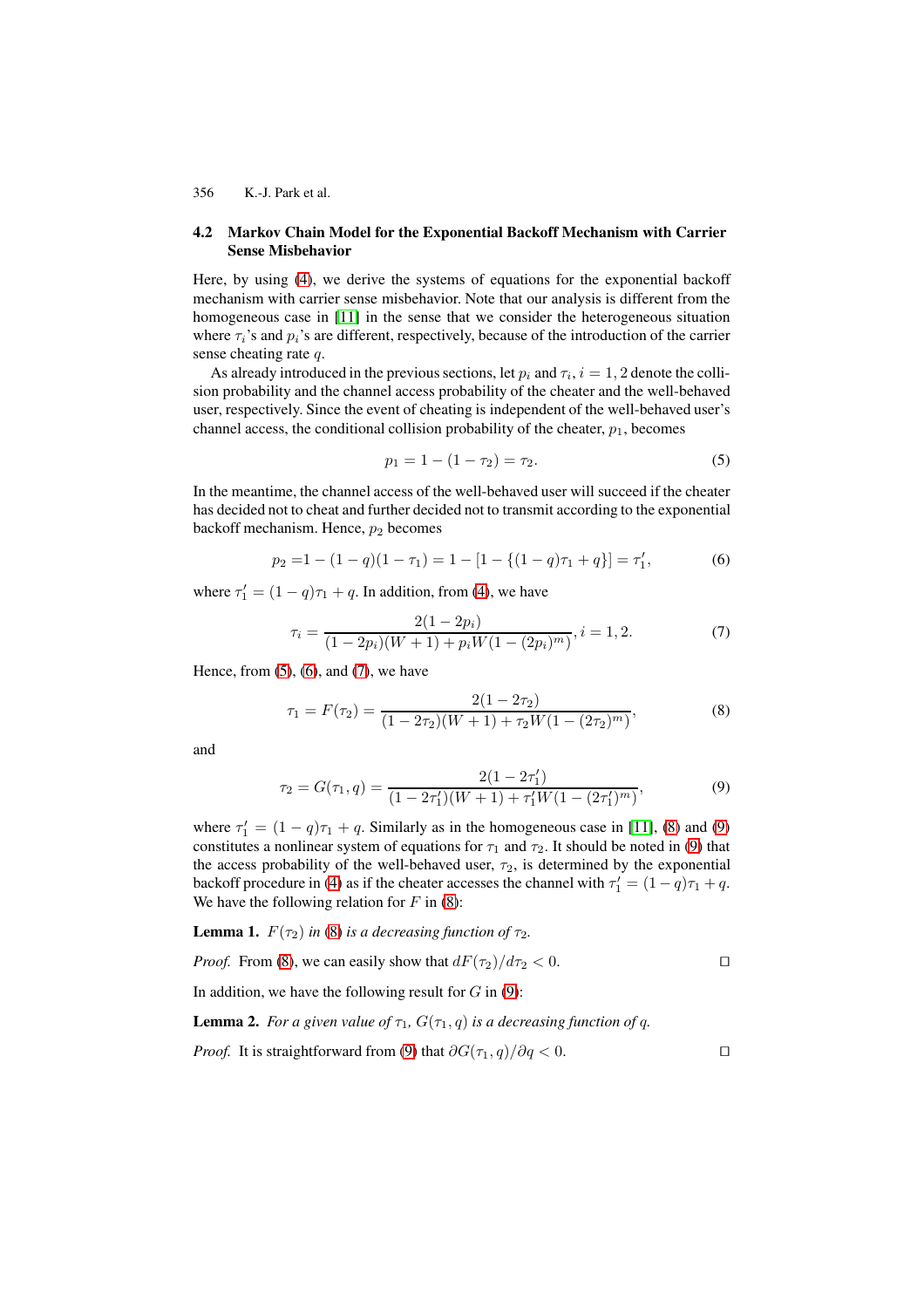### 4.2 Markov Chain Model for the Exponential Backoff Mechanism with Carrier Sense Misbehavior

Here, by using (4), we derive the systems of equations for the exponential backoff mechanism with carrier sense misbehavior. Note that our analysis is different from the homogeneous case in [11] in the sense that we consider the heterogeneous situation where $\tau_i$'s and $p_i$'s are different, respectively, because of the introduction of the carrier sense cheating rate $q$.

As already introduced in the previous sections, let $p_i$ and $\tau_i, i = 1, 2$ denote the collision probability and the channel access probability of the cheater and the well-behaved user, respectively. Since the event of cheating is independent of the well-behaved user's channel access, the conditional collision probability of the cheater, $p_1$, becomes

$$p_1 = 1 - (1 - \tau_2) = \tau_2. \tag{5}$$

In the meantime, the channel access of the well-behaved user will succeed if the cheater has decided not to cheat and further decided not to transmit according to the exponential backoff mechanism. Hence, $p_2$ becomes

$$p_2 = 1 - (1 - q)(1 - \tau_1) = 1 - [1 - \{(1 - q)\tau_1 + q\}] = \tau_1', \tag{6}$$

where $\tau_1' = (1 - q)\tau_1 + q$. In addition, from (4), we have

$$\tau_i = \frac{2(1 - 2p_i)}{(1 - 2p_i)(W + 1) + p_i W(1 - (2p_i)^m)}, i = 1, 2. \tag{7}$$

Hence, from (5), (6), and (7), we have

$$\tau_1 = F(\tau_2) = \frac{2(1 - 2\tau_2)}{(1 - 2\tau_2)(W + 1) + \tau_2 W(1 - (2\tau_2)^m)}, \tag{8}$$

and

$$\tau_2 = G(\tau_1, q) = \frac{2(1 - 2\tau_1')}{(1 - 2\tau_1')(W + 1) + \tau_1' W(1 - (2\tau_1')^m)}, \tag{9}$$

where $\tau_1' = (1 - q)\tau_1 + q$. Similarly as in the homogeneous case in [11], (8) and (9) constitutes a nonlinear system of equations for $\tau_1$ and $\tau_2$. It should be noted in (9) that the access probability of the well-behaved user, $\tau_2$, is determined by the exponential backoff procedure in (4) as if the cheater accesses the channel with $\tau_1' = (1 - q)\tau_1 + q$. We have the following relation for $F$ in (8):

**Lemma 1.** *$F(\tau_2)$ in (8) is a decreasing function of $\tau_2$.*

*Proof.* From (8), we can easily show that $dF(\tau_2)/d\tau_2 < 0$. □

In addition, we have the following result for $G$ in (9):

**Lemma 2.** *For a given value of $\tau_1$, $G(\tau_1, q)$ is a decreasing function of $q$.*

*Proof.* It is straightforward from (9) that $\partial G(\tau_1, q)/\partial q < 0$. □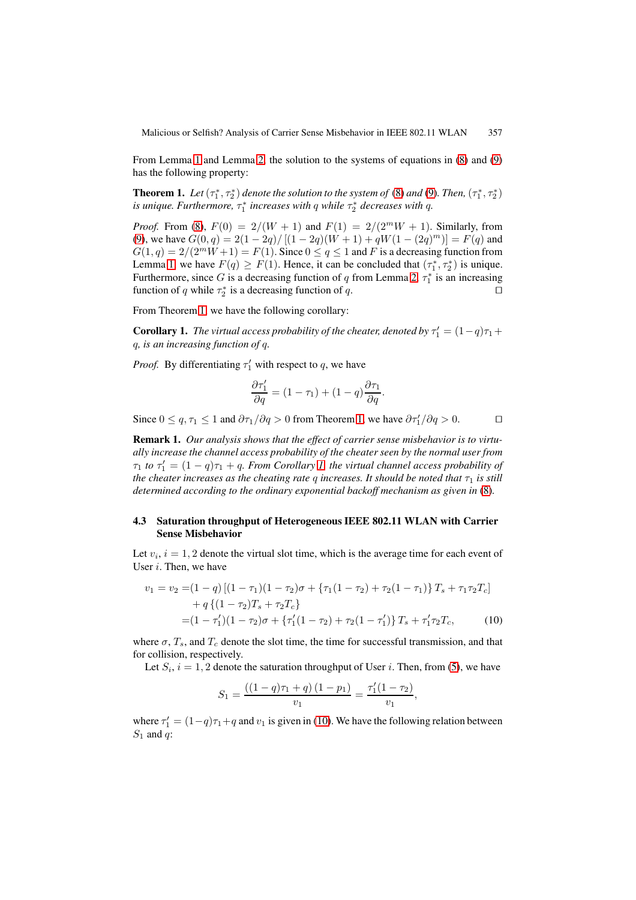From Lemma 1 and Lemma 2, the solution to the systems of equations in (8) and (9) has the following property:

**Theorem 1.** *Let $(\tau_1^*, \tau_2^*)$ denote the solution to the system of (8) and (9). Then, $(\tau_1^*, \tau_2^*)$ is unique. Furthermore, $\tau_1^*$ increases with $q$ while $\tau_2^*$ decreases with $q$.*

*Proof.* From (8), $F(0) = 2/(W+1)$ and $F(1) = 2/(2^m W + 1)$. Similarly, from (9), we have $G(0, q) = 2(1-2q)/\left[(1-2q)(W+1) + qW(1-(2q)^m)\right] = F(q)$ and $G(1, q) = 2/(2^m W + 1) = F(1)$. Since $0 \leq q \leq 1$ and $F$ is a decreasing function from Lemma 1, we have $F(q) \geq F(1)$. Hence, it can be concluded that $(\tau_1^*, \tau_2^*)$ is unique. Furthermore, since $G$ is a decreasing function of $q$ from Lemma 2, $\tau_1^*$ is an increasing function of $q$ while $\tau_2^*$ is a decreasing function of $q$. □

From Theorem 1, we have the following corollary:

**Corollary 1.** *The virtual access probability of the cheater, denoted by $\tau_1' = (1-q)\tau_1 + q$, is an increasing function of $q$.*

*Proof.* By differentiating $\tau_1'$ with respect to $q$, we have

$$\frac{\partial \tau_1'}{\partial q} = (1 - \tau_1) + (1-q)\frac{\partial \tau_1}{\partial q}.$$

Since $0 \leq q, \tau_1 \leq 1$ and $\partial \tau_1 / \partial q > 0$ from Theorem 1, we have $\partial \tau_1' / \partial q > 0$. □

**Remark 1.** *Our analysis shows that the effect of carrier sense misbehavior is to virtually increase the channel access probability of the cheater seen by the normal user from $\tau_1$ to $\tau_1' = (1-q)\tau_1 + q$. From Corollary 1, the virtual channel access probability of the cheater increases as the cheating rate $q$ increases. It should be noted that $\tau_1$ is still determined according to the ordinary exponential backoff mechanism as given in (8).*

### 4.3 Saturation throughput of Heterogeneous IEEE 802.11 WLAN with Carrier Sense Misbehavior

Let $v_i$, $i = 1, 2$ denote the virtual slot time, which is the average time for each event of User $i$. Then, we have

$$\begin{aligned} v_1 = v_2 =& (1-q)\left[(1-\tau_1)(1-\tau_2)\sigma + \{\tau_1(1-\tau_2) + \tau_2(1-\tau_1)\} T_s + \tau_1 \tau_2 T_c\right] \\ &+ q\left\{(1-\tau_2)T_s + \tau_2 T_c\right\} \\ =& (1-\tau_1')(1-\tau_2)\sigma + \{\tau_1'(1-\tau_2) + \tau_2(1-\tau_1')\} T_s + \tau_1' \tau_2 T_c, \end{aligned} \tag{10}$$

where $\sigma$, $T_s$, and $T_c$ denote the slot time, the time for successful transmission, and that for collision, respectively.

Let $S_i$, $i = 1, 2$ denote the saturation throughput of User $i$. Then, from (5), we have

$$S_1 = \frac{((1-q)\tau_1 + q)(1-p_1)}{v_1} = \frac{\tau_1'(1-\tau_2)}{v_1},$$

where $\tau_1' = (1-q)\tau_1 + q$ and $v_1$ is given in (10). We have the following relation between $S_1$ and $q$: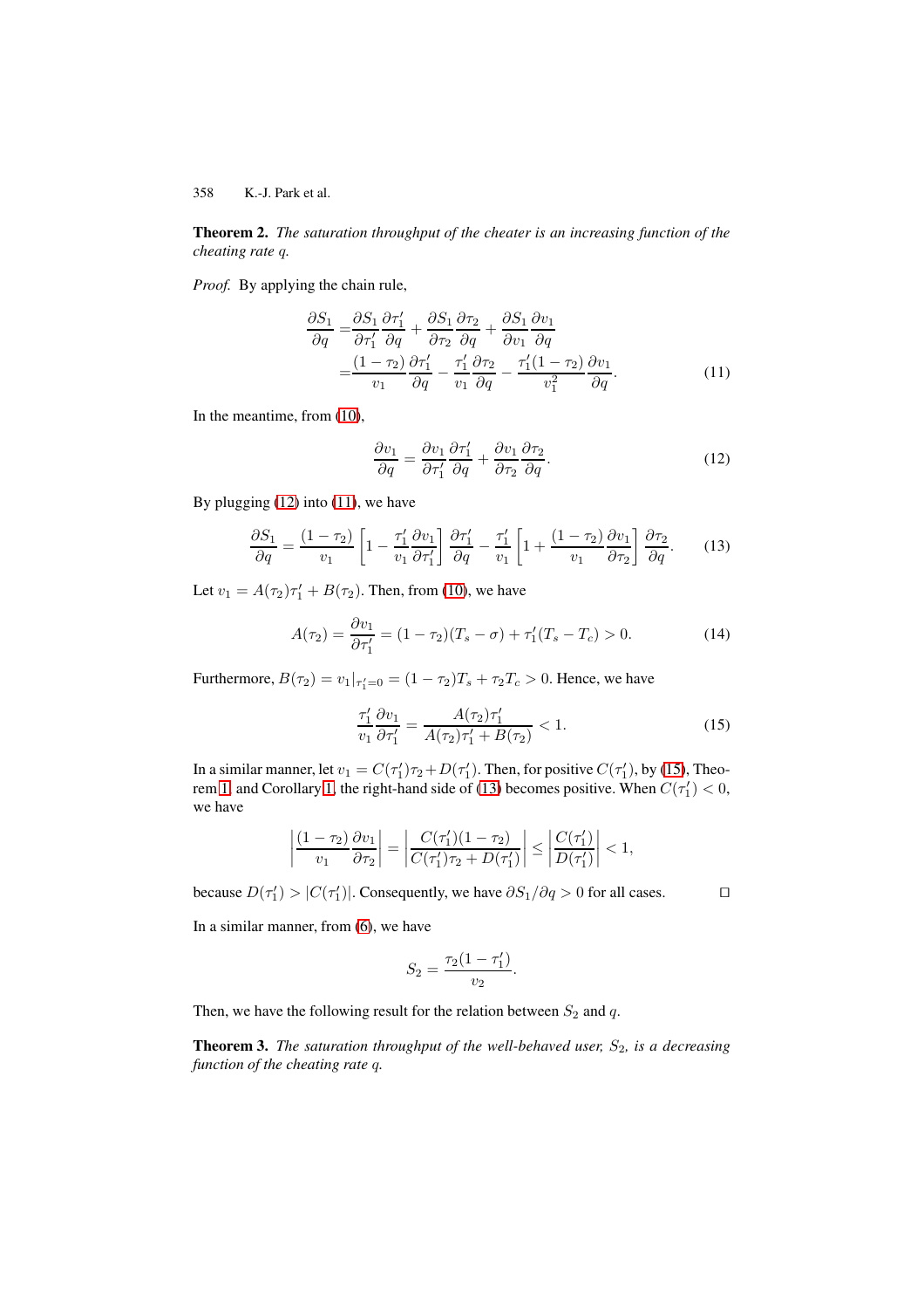**Theorem 2.** *The saturation throughput of the cheater is an increasing function of the cheating rate $q$.*

*Proof.* By applying the chain rule,

$$
\begin{aligned}
\frac{\partial S_1}{\partial q} =& \frac{\partial S_1}{\partial \tau_1'}\frac{\partial \tau_1'}{\partial q} + \frac{\partial S_1}{\partial \tau_2}\frac{\partial \tau_2}{\partial q} + \frac{\partial S_1}{\partial v_1}\frac{\partial v_1}{\partial q} \\
=& \frac{(1-\tau_2)}{v_1}\frac{\partial \tau_1'}{\partial q} - \frac{\tau_1'}{v_1}\frac{\partial \tau_2}{\partial q} - \frac{\tau_1'(1-\tau_2)}{v_1^2}\frac{\partial v_1}{\partial q}.
\end{aligned}
\tag{11}
$$

In the meantime, from (10),

$$
\frac{\partial v_1}{\partial q} = \frac{\partial v_1}{\partial \tau_1'}\frac{\partial \tau_1'}{\partial q} + \frac{\partial v_1}{\partial \tau_2}\frac{\partial \tau_2}{\partial q}. \tag{12}
$$

By plugging (12) into (11), we have

$$
\frac{\partial S_1}{\partial q} = \frac{(1-\tau_2)}{v_1}\left[1 - \frac{\tau_1'}{v_1}\frac{\partial v_1}{\partial \tau_1'}\right]\frac{\partial \tau_1'}{\partial q} - \frac{\tau_1'}{v_1}\left[1 + \frac{(1-\tau_2)}{v_1}\frac{\partial v_1}{\partial \tau_2}\right]\frac{\partial \tau_2}{\partial q}. \tag{13}
$$

Let $v_1 = A(\tau_2)\tau_1' + B(\tau_2)$. Then, from (10), we have

$$
A(\tau_2) = \frac{\partial v_1}{\partial \tau_1'} = (1-\tau_2)(T_s - \sigma) + \tau_1'(T_s - T_c) > 0. \tag{14}
$$

Furthermore, $B(\tau_2) = v_1|_{\tau_1'=0} = (1-\tau_2)T_s + \tau_2 T_c > 0$. Hence, we have

$$
\frac{\tau_1'}{v_1}\frac{\partial v_1}{\partial \tau_1'} = \frac{A(\tau_2)\tau_1'}{A(\tau_2)\tau_1' + B(\tau_2)} < 1. \tag{15}
$$

In a similar manner, let $v_1 = C(\tau_1')\tau_2 + D(\tau_1')$. Then, for positive $C(\tau_1')$, by (15), Theorem 1, and Corollary 1, the right-hand side of (13) becomes positive. When $C(\tau_1') < 0$, we have

$$
\left|\frac{(1-\tau_2)}{v_1}\frac{\partial v_1}{\partial \tau_2}\right| = \left|\frac{C(\tau_1')(1-\tau_2)}{C(\tau_1')\tau_2 + D(\tau_1')}\right| \le \left|\frac{C(\tau_1')}{D(\tau_1')}\right| < 1,
$$

because $D(\tau_1') > |C(\tau_1')|$. Consequently, we have $\partial S_1/\partial q > 0$ for all cases. □

In a similar manner, from (6), we have

$$
S_2 = \frac{\tau_2(1-\tau_1')}{v_2}.
$$

Then, we have the following result for the relation between $S_2$ and $q$.

**Theorem 3.** *The saturation throughput of the well-behaved user, $S_2$, is a decreasing function of the cheating rate $q$.*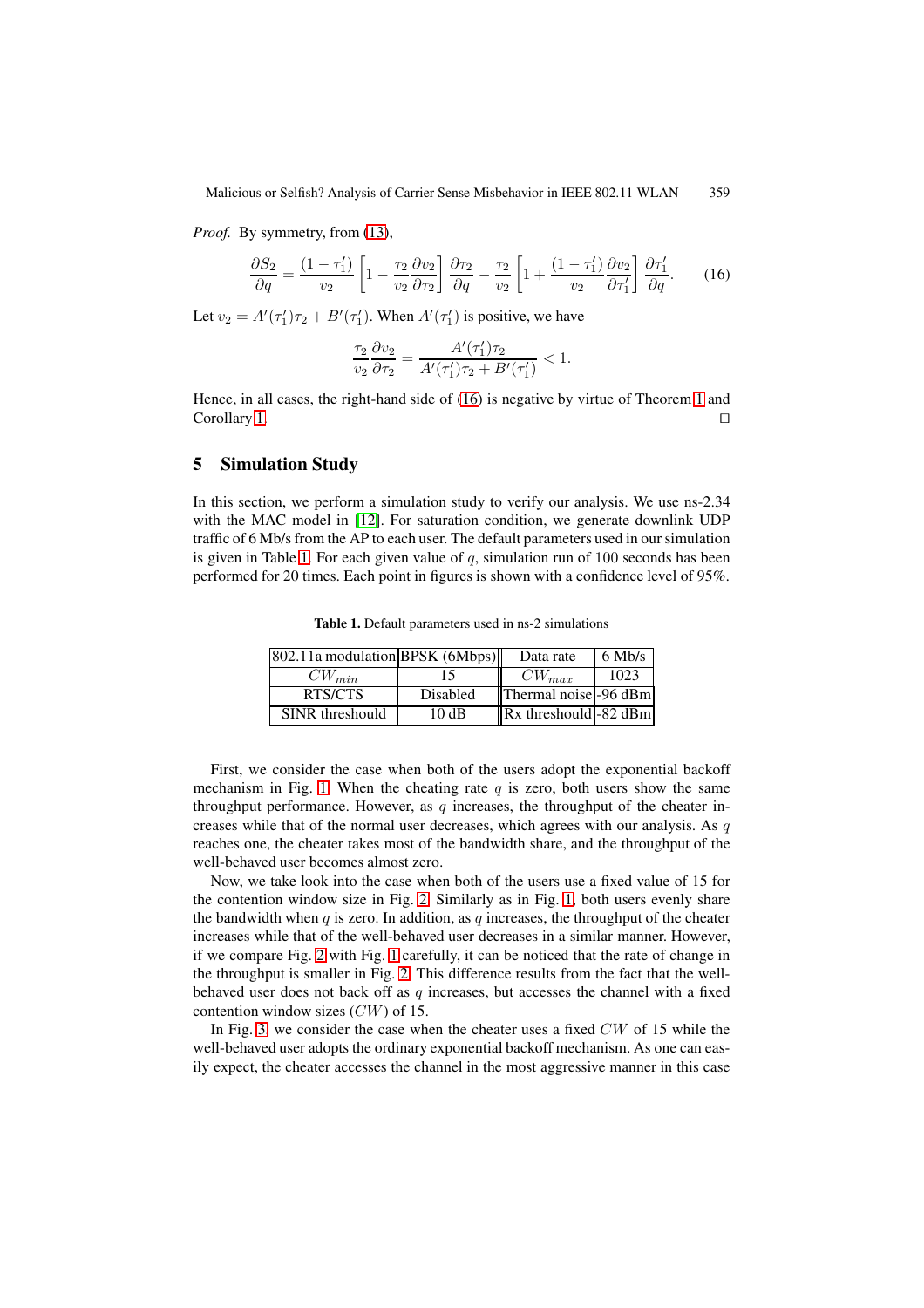*Proof.* By symmetry, from (13),

$$\frac{\partial S_2}{\partial q} = \frac{(1-\tau_1')}{v_2}\left[1 - \frac{\tau_2}{v_2}\frac{\partial v_2}{\partial \tau_2}\right]\frac{\partial \tau_2}{\partial q} - \frac{\tau_2}{v_2}\left[1 + \frac{(1-\tau_1')}{v_2}\frac{\partial v_2}{\partial \tau_1'}\right]\frac{\partial \tau_1'}{\partial q}. \tag{16}$$

Let $v_2 = A'(\tau_1')\tau_2 + B'(\tau_1')$. When $A'(\tau_1')$ is positive, we have

$$\frac{\tau_2}{v_2}\frac{\partial v_2}{\partial \tau_2} = \frac{A'(\tau_1')\tau_2}{A'(\tau_1')\tau_2 + B'(\tau_1')} < 1.$$

Hence, in all cases, the right-hand side of (16) is negative by virtue of Theorem 1 and Corollary 1. □

## 5 Simulation Study

In this section, we perform a simulation study to verify our analysis. We use ns-2.34 with the MAC model in [12]. For saturation condition, we generate downlink UDP traffic of 6 Mb/s from the AP to each user. The default parameters used in our simulation is given in Table 1. For each given value of $q$, simulation run of 100 seconds has been performed for 20 times. Each point in figures is shown with a confidence level of 95%.

**Table 1.** Default parameters used in ns-2 simulations

| 802.11a modulation | BPSK (6Mbps) | Data rate | 6 Mb/s |
|---|---|---|---|
| $CW_{min}$ | 15 | $CW_{max}$ | 1023 |
| RTS/CTS | Disabled | Thermal noise | -96 dBm |
| SINR threshould | 10 dB | Rx threshould | -82 dBm |

First, we consider the case when both of the users adopt the exponential backoff mechanism in Fig. 1. When the cheating rate $q$ is zero, both users show the same throughput performance. However, as $q$ increases, the throughput of the cheater increases while that of the normal user decreases, which agrees with our analysis. As $q$ reaches one, the cheater takes most of the bandwidth share, and the throughput of the well-behaved user becomes almost zero.

Now, we take look into the case when both of the users use a fixed value of 15 for the contention window size in Fig. 2. Similarly as in Fig. 1, both users evenly share the bandwidth when $q$ is zero. In addition, as $q$ increases, the throughput of the cheater increases while that of the well-behaved user decreases in a similar manner. However, if we compare Fig. 2 with Fig. 1 carefully, it can be noticed that the rate of change in the throughput is smaller in Fig. 2. This difference results from the fact that the well-behaved user does not back off as $q$ increases, but accesses the channel with a fixed contention window sizes ($CW$) of 15.

In Fig. 3, we consider the case when the cheater uses a fixed $CW$ of 15 while the well-behaved user adopts the ordinary exponential backoff mechanism. As one can easily expect, the cheater accesses the channel in the most aggressive manner in this case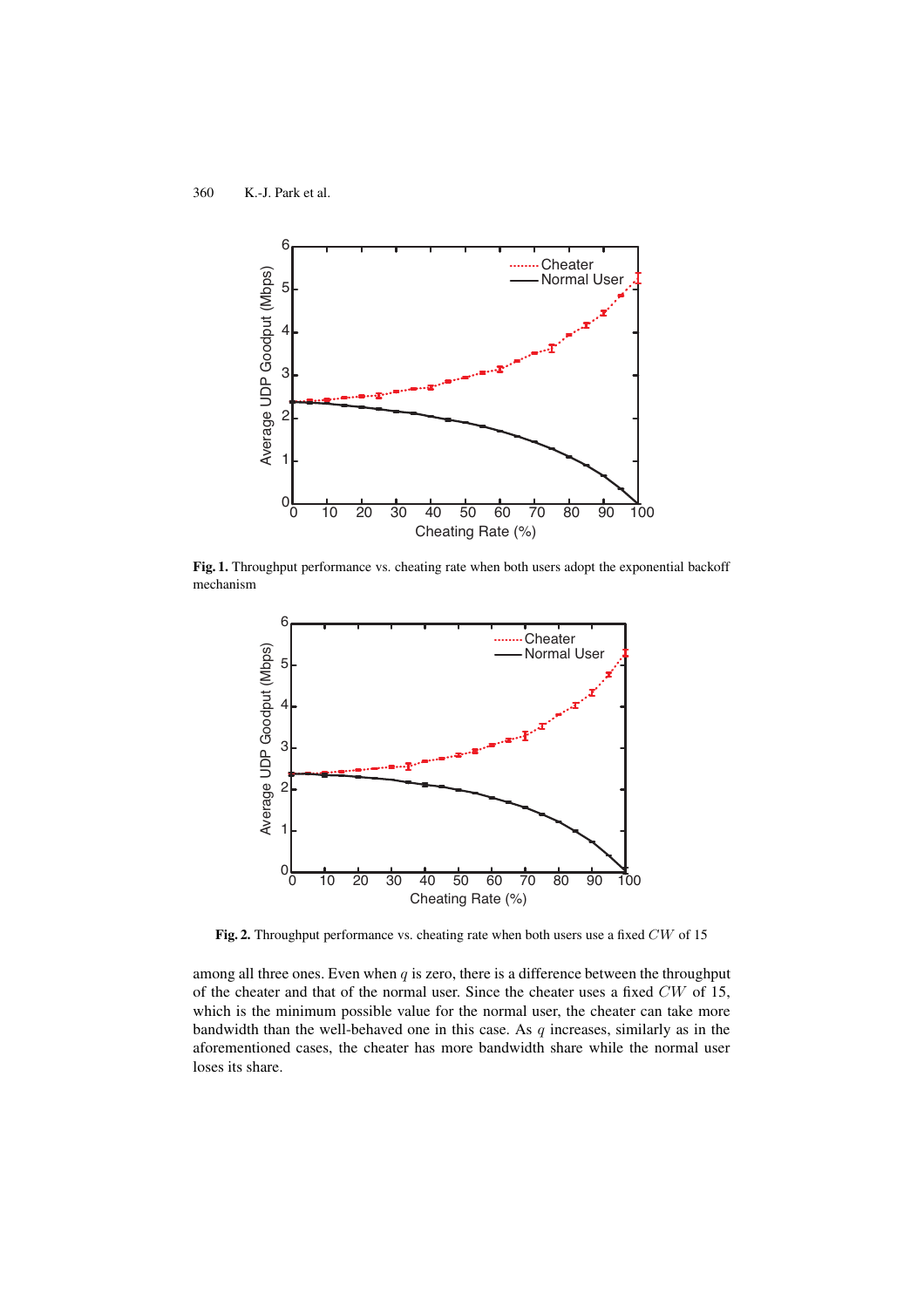**Fig. 1.** Throughput performance vs. cheating rate when both users adopt the exponential backoff mechanism

**Fig. 2.** Throughput performance vs. cheating rate when both users use a fixed $CW$ of 15

among all three ones. Even when $q$ is zero, there is a difference between the throughput of the cheater and that of the normal user. Since the cheater uses a fixed $CW$ of 15, which is the minimum possible value for the normal user, the cheater can take more bandwidth than the well-behaved one in this case. As $q$ increases, similarly as in the aforementioned cases, the cheater has more bandwidth share while the normal user loses its share.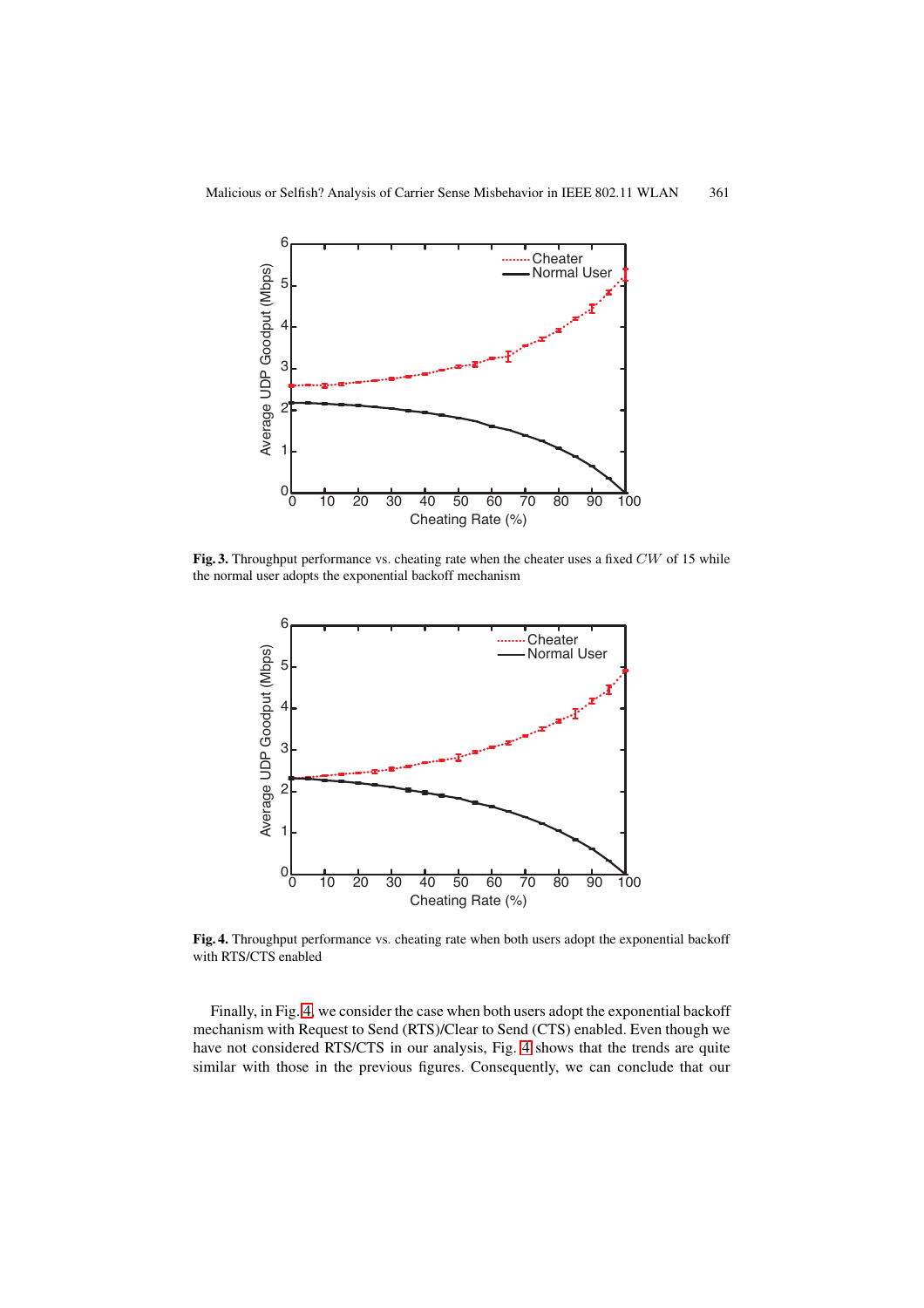**Fig. 3.** Throughput performance vs. cheating rate when the cheater uses a fixed $CW$ of 15 while the normal user adopts the exponential backoff mechanism

**Fig. 4.** Throughput performance vs. cheating rate when both users adopt the exponential backoff with RTS/CTS enabled

Finally, in Fig. 4, we consider the case when both users adopt the exponential backoff mechanism with Request to Send (RTS)/Clear to Send (CTS) enabled. Even though we have not considered RTS/CTS in our analysis, Fig. 4 shows that the trends are quite similar with those in the previous figures. Consequently, we can conclude that our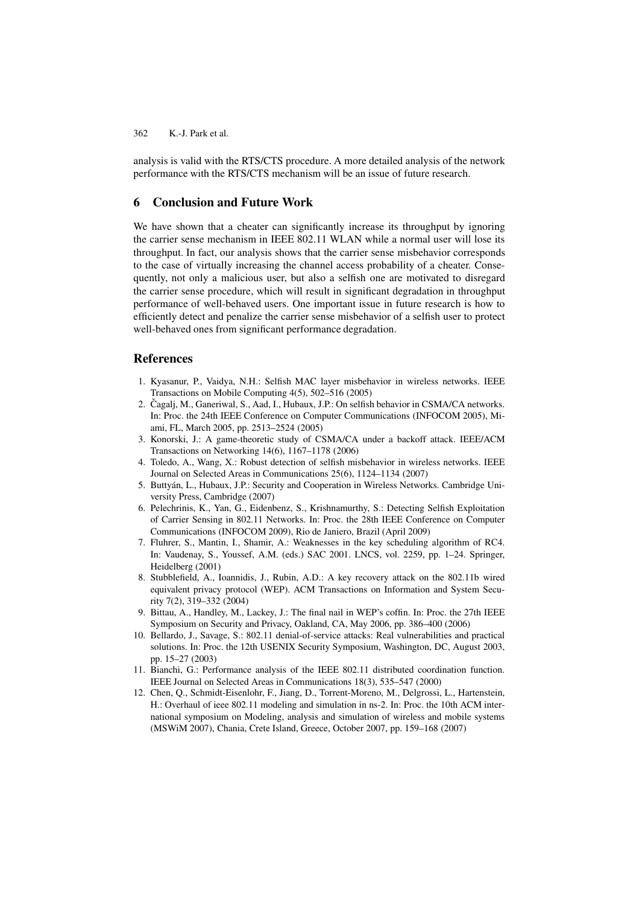analysis is valid with the RTS/CTS procedure. A more detailed analysis of the network performance with the RTS/CTS mechanism will be an issue of future research.

## 6 Conclusion and Future Work

We have shown that a cheater can significantly increase its throughput by ignoring the carrier sense mechanism in IEEE 802.11 WLAN while a normal user will lose its throughput. In fact, our analysis shows that the carrier sense misbehavior corresponds to the case of virtually increasing the channel access probability of a cheater. Consequently, not only a malicious user, but also a selfish one are motivated to disregard the carrier sense procedure, which will result in significant degradation in throughput performance of well-behaved users. One important issue in future research is how to efficiently detect and penalize the carrier sense misbehavior of a selfish user to protect well-behaved ones from significant performance degradation.

## References

1. Kyasanur, P., Vaidya, N.H.: Selfish MAC layer misbehavior in wireless networks. IEEE Transactions on Mobile Computing 4(5), 502–516 (2005)
2. Čagalj, M., Ganeriwal, S., Aad, I., Hubaux, J.P.: On selfish behavior in CSMA/CA networks. In: Proc. the 24th IEEE Conference on Computer Communications (INFOCOM 2005), Miami, FL, March 2005, pp. 2513–2524 (2005)
3. Konorski, J.: A game-theoretic study of CSMA/CA under a backoff attack. IEEE/ACM Transactions on Networking 14(6), 1167–1178 (2006)
4. Toledo, A., Wang, X.: Robust detection of selfish misbehavior in wireless networks. IEEE Journal on Selected Areas in Communications 25(6), 1124–1134 (2007)
5. Buttyán, L., Hubaux, J.P.: Security and Cooperation in Wireless Networks. Cambridge University Press, Cambridge (2007)
6. Pelechrinis, K., Yan, G., Eidenbenz, S., Krishnamurthy, S.: Detecting Selfish Exploitation of Carrier Sensing in 802.11 Networks. In: Proc. the 28th IEEE Conference on Computer Communications (INFOCOM 2009), Rio de Janiero, Brazil (April 2009)
7. Fluhrer, S., Mantin, I., Shamir, A.: Weaknesses in the key scheduling algorithm of RC4. In: Vaudenay, S., Youssef, A.M. (eds.) SAC 2001. LNCS, vol. 2259, pp. 1–24. Springer, Heidelberg (2001)
8. Stubblefield, A., Ioannidis, J., Rubin, A.D.: A key recovery attack on the 802.11b wired equivalent privacy protocol (WEP). ACM Transactions on Information and System Security 7(2), 319–332 (2004)
9. Bittau, A., Handley, M., Lackey, J.: The final nail in WEP's coffin. In: Proc. the 27th IEEE Symposium on Security and Privacy, Oakland, CA, May 2006, pp. 386–400 (2006)
10. Bellardo, J., Savage, S.: 802.11 denial-of-service attacks: Real vulnerabilities and practical solutions. In: Proc. the 12th USENIX Security Symposium, Washington, DC, August 2003, pp. 15–27 (2003)
11. Bianchi, G.: Performance analysis of the IEEE 802.11 distributed coordination function. IEEE Journal on Selected Areas in Communications 18(3), 535–547 (2000)
12. Chen, Q., Schmidt-Eisenlohr, F., Jiang, D., Torrent-Moreno, M., Delgrossi, L., Hartenstein, H.: Overhaul of ieee 802.11 modeling and simulation in ns-2. In: Proc. the 10th ACM international symposium on Modeling, analysis and simulation of wireless and mobile systems (MSWiM 2007), Chania, Crete Island, Greece, October 2007, pp. 159–168 (2007)